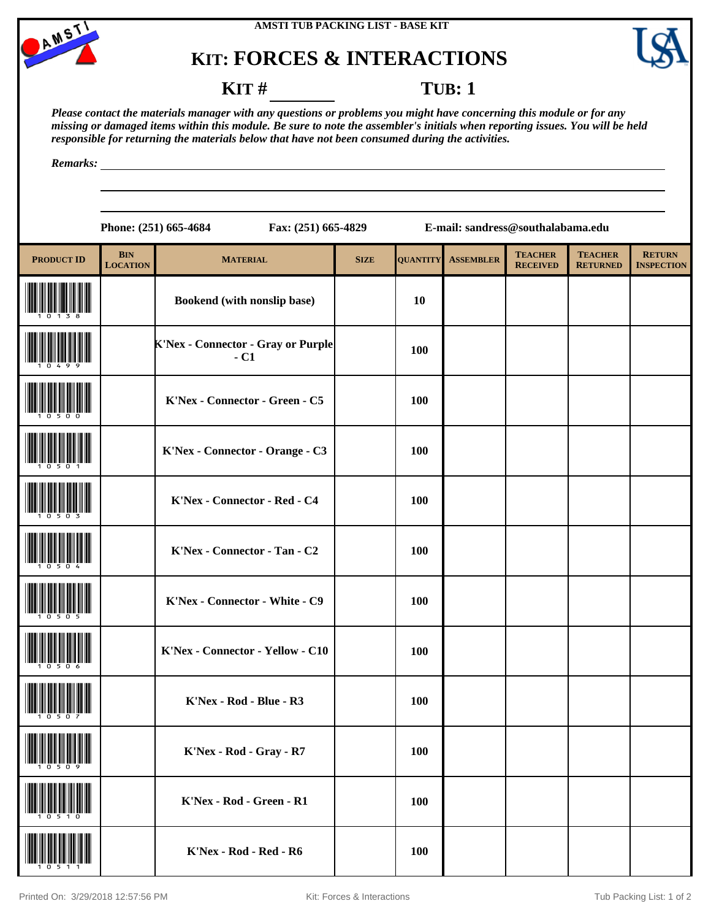AMSTI TUB PACKING LIST - BASE KIT

# KIT: FORCES & INTERACTIONS

**KIT # ________** **TUB: 1**

*Please contact the materials manager with any questions or problems you might have concerning this module or for any missing or damaged items within this module. Be sure to note the assembler's initials when reporting issues. You will be held responsible for returning the materials below that have not been consumed during the activities.*

*Remarks:* ______________________________

**Phone: (251) 665-4684** **Fax: (251) 665-4829** **E-mail: sandress@southalabama.edu**

| PRODUCT ID | BIN LOCATION | MATERIAL | SIZE | QUANTITY | ASSEMBLER | TEACHER RECEIVED | TEACHER RETURNED | RETURN INSPECTION |
|---|---|---|---|---|---|---|---|---|
| 10138 | | Bookend (with nonslip base) | | 10 | | | | |
| 10499 | | K'Nex - Connector - Gray or Purple - C1 | | 100 | | | | |
| 10500 | | K'Nex - Connector - Green - C5 | | 100 | | | | |
| 10501 | | K'Nex - Connector - Orange - C3 | | 100 | | | | |
| 10503 | | K'Nex - Connector - Red - C4 | | 100 | | | | |
| 10504 | | K'Nex - Connector - Tan - C2 | | 100 | | | | |
| 10505 | | K'Nex - Connector - White - C9 | | 100 | | | | |
| 10506 | | K'Nex - Connector - Yellow - C10 | | 100 | | | | |
| 10507 | | K'Nex - Rod - Blue - R3 | | 100 | | | | |
| 10509 | | K'Nex - Rod - Gray - R7 | | 100 | | | | |
| 10510 | | K'Nex - Rod - Green - R1 | | 100 | | | | |
| 10511 | | K'Nex - Rod - Red - R6 | | 100 | | | | |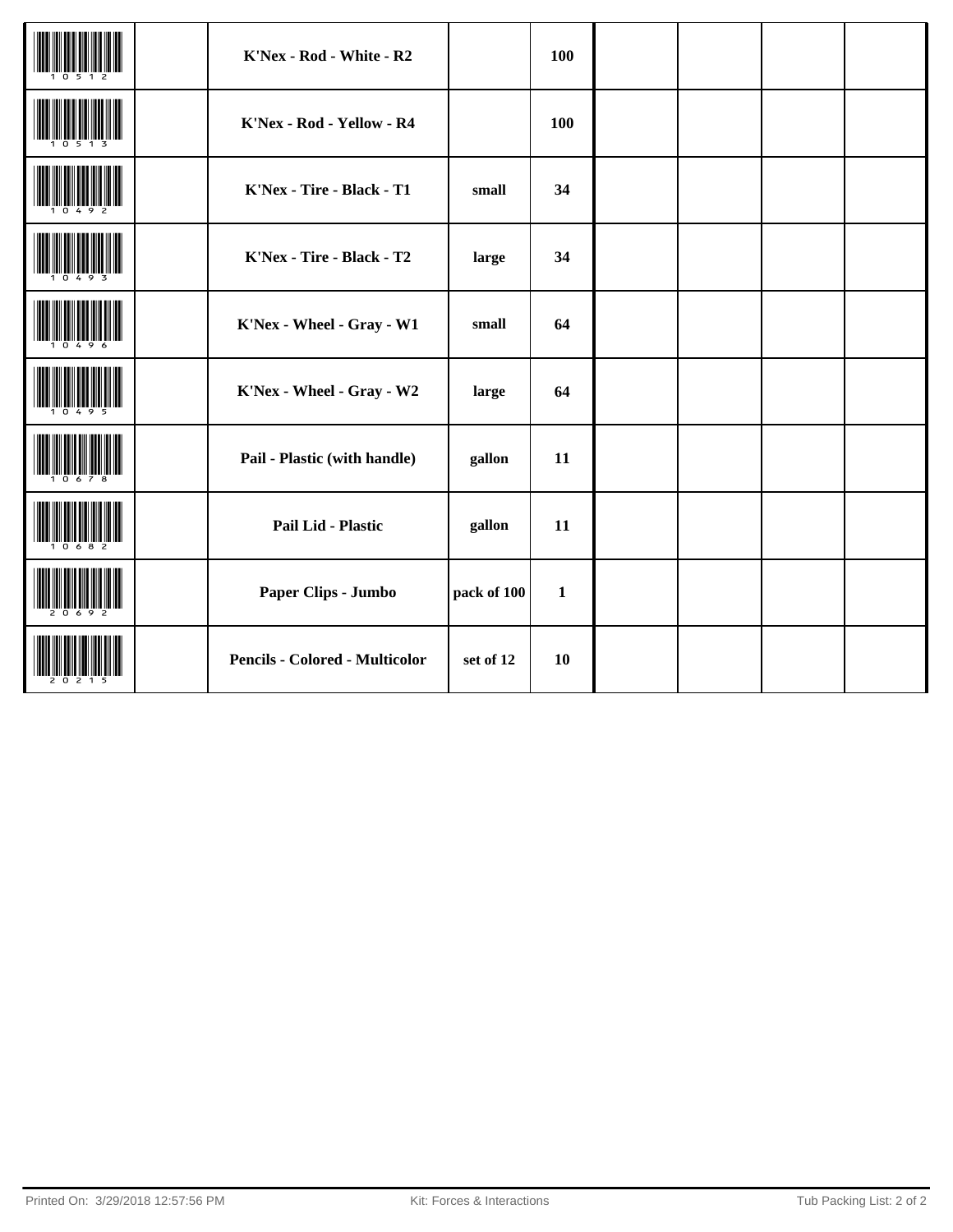| | | | | | | | | |
|---|---|---|---|---|---|---|---|---|
| 10512 | | **K'Nex - Rod - White - R2** | | **100** | | | | |
| 10513 | | **K'Nex - Rod - Yellow - R4** | | **100** | | | | |
| 10492 | | **K'Nex - Tire - Black - T1** | **small** | **34** | | | | |
| 10493 | | **K'Nex - Tire - Black - T2** | **large** | **34** | | | | |
| 10496 | | **K'Nex - Wheel - Gray - W1** | **small** | **64** | | | | |
| 10495 | | **K'Nex - Wheel - Gray - W2** | **large** | **64** | | | | |
| 10678 | | **Pail - Plastic (with handle)** | **gallon** | **11** | | | | |
| 10682 | | **Pail Lid - Plastic** | **gallon** | **11** | | | | |
| 20692 | | **Paper Clips - Jumbo** | **pack of 100** | **1** | | | | |
| 20215 | | **Pencils - Colored - Multicolor** | **set of 12** | **10** | | | | |

Printed On: 3/29/2018 12:57:56 PM Kit: Forces & Interactions Tub Packing List: 2 of 2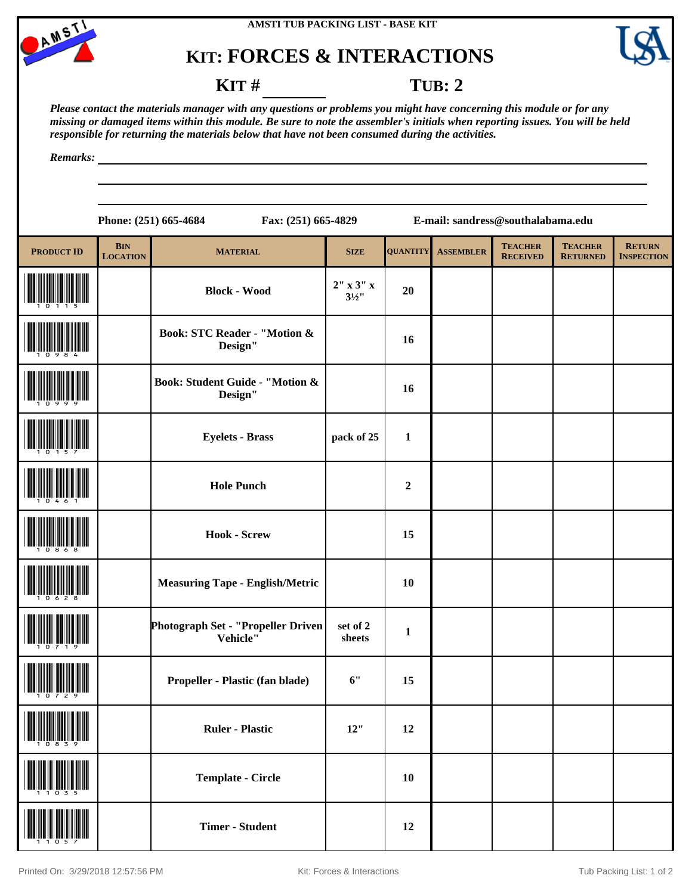AMSTI TUB PACKING LIST - BASE KIT

# KIT: FORCES & INTERACTIONS

**KIT # ________** **TUB: 2**

*Please contact the materials manager with any questions or problems you might have concerning this module or for any missing or damaged items within this module. Be sure to note the assembler's initials when reporting issues. You will be held responsible for returning the materials below that have not been consumed during the activities.*

*Remarks:* ________________________________________________

Phone: (251) 665-4684    Fax: (251) 665-4829    E-mail: sandress@southalabama.edu

| PRODUCT ID | BIN LOCATION | MATERIAL | SIZE | QUANTITY | ASSEMBLER | TEACHER RECEIVED | TEACHER RETURNED | RETURN INSPECTION |
|---|---|---|---|---|---|---|---|---|
| 10115 | | Block - Wood | 2" x 3" x 3½" | 20 | | | | |
| 10984 | | Book: STC Reader - "Motion & Design" | | 16 | | | | |
| 10999 | | Book: Student Guide - "Motion & Design" | | 16 | | | | |
| 10157 | | Eyelets - Brass | pack of 25 | 1 | | | | |
| 10461 | | Hole Punch | | 2 | | | | |
| 10868 | | Hook - Screw | | 15 | | | | |
| 10628 | | Measuring Tape - English/Metric | | 10 | | | | |
| 10719 | | Photograph Set - "Propeller Driven Vehicle" | set of 2 sheets | 1 | | | | |
| 10729 | | Propeller - Plastic (fan blade) | 6" | 15 | | | | |
| 10839 | | Ruler - Plastic | 12" | 12 | | | | |
| 11035 | | Template - Circle | | 10 | | | | |
| 11057 | | Timer - Student | | 12 | | | | |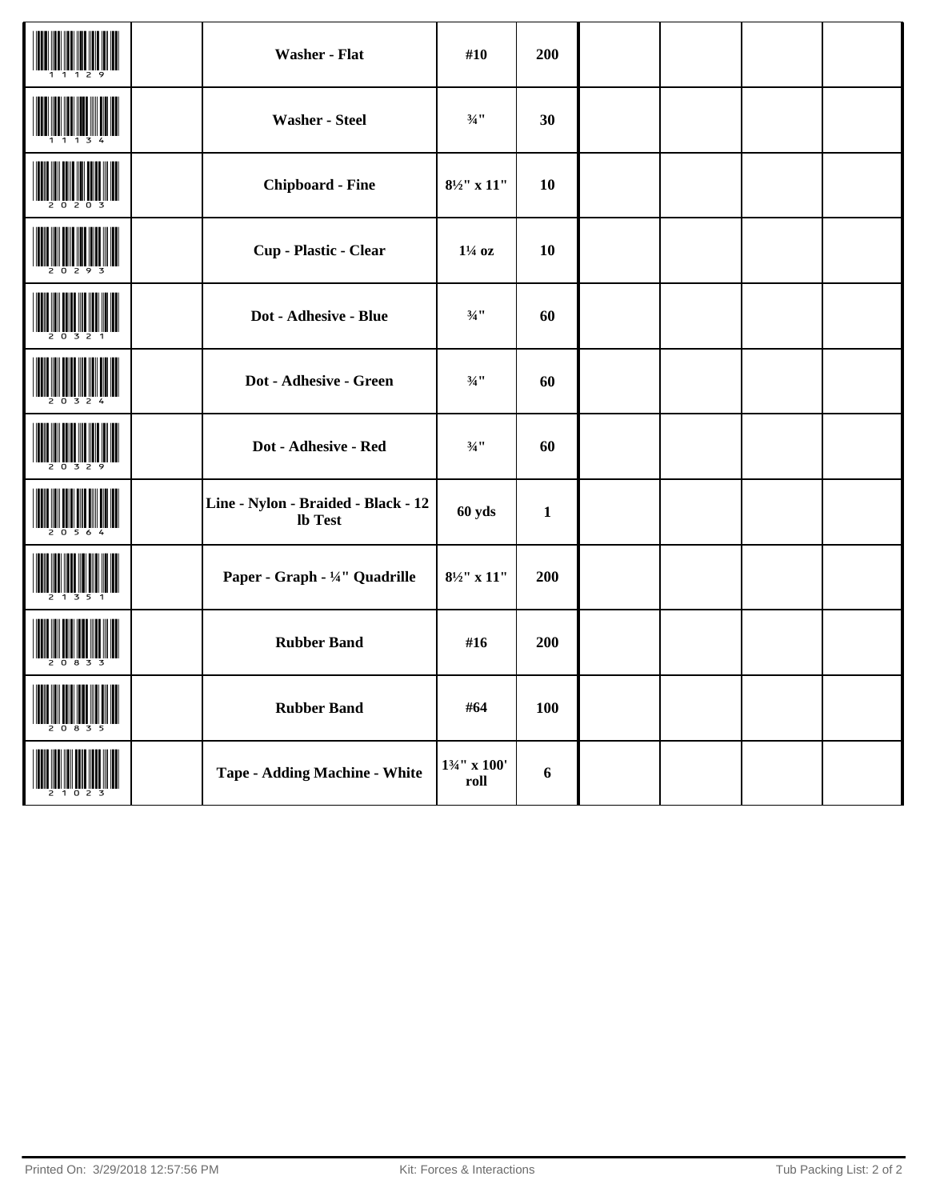| | | | | | | | | |
|---|---|---|---|---|---|---|---|---|
| 11129 | | **Washer - Flat** | **#10** | **200** | | | | |
| 11134 | | **Washer - Steel** | **¾"** | **30** | | | | |
| 20203 | | **Chipboard - Fine** | **8½" x 11"** | **10** | | | | |
| 20293 | | **Cup - Plastic - Clear** | **1¼ oz** | **10** | | | | |
| 20321 | | **Dot - Adhesive - Blue** | **¾"** | **60** | | | | |
| 20324 | | **Dot - Adhesive - Green** | **¾"** | **60** | | | | |
| 20329 | | **Dot - Adhesive - Red** | **¾"** | **60** | | | | |
| 20564 | | **Line - Nylon - Braided - Black - 12 lb Test** | **60 yds** | **1** | | | | |
| 21351 | | **Paper - Graph - ¼" Quadrille** | **8½" x 11"** | **200** | | | | |
| 20833 | | **Rubber Band** | **#16** | **200** | | | | |
| 20835 | | **Rubber Band** | **#64** | **100** | | | | |
| 21023 | | **Tape - Adding Machine - White** | **1¾" x 100' roll** | **6** | | | | |

Printed On: 3/29/2018 12:57:56 PM Kit: Forces & Interactions Tub Packing List: 2 of 2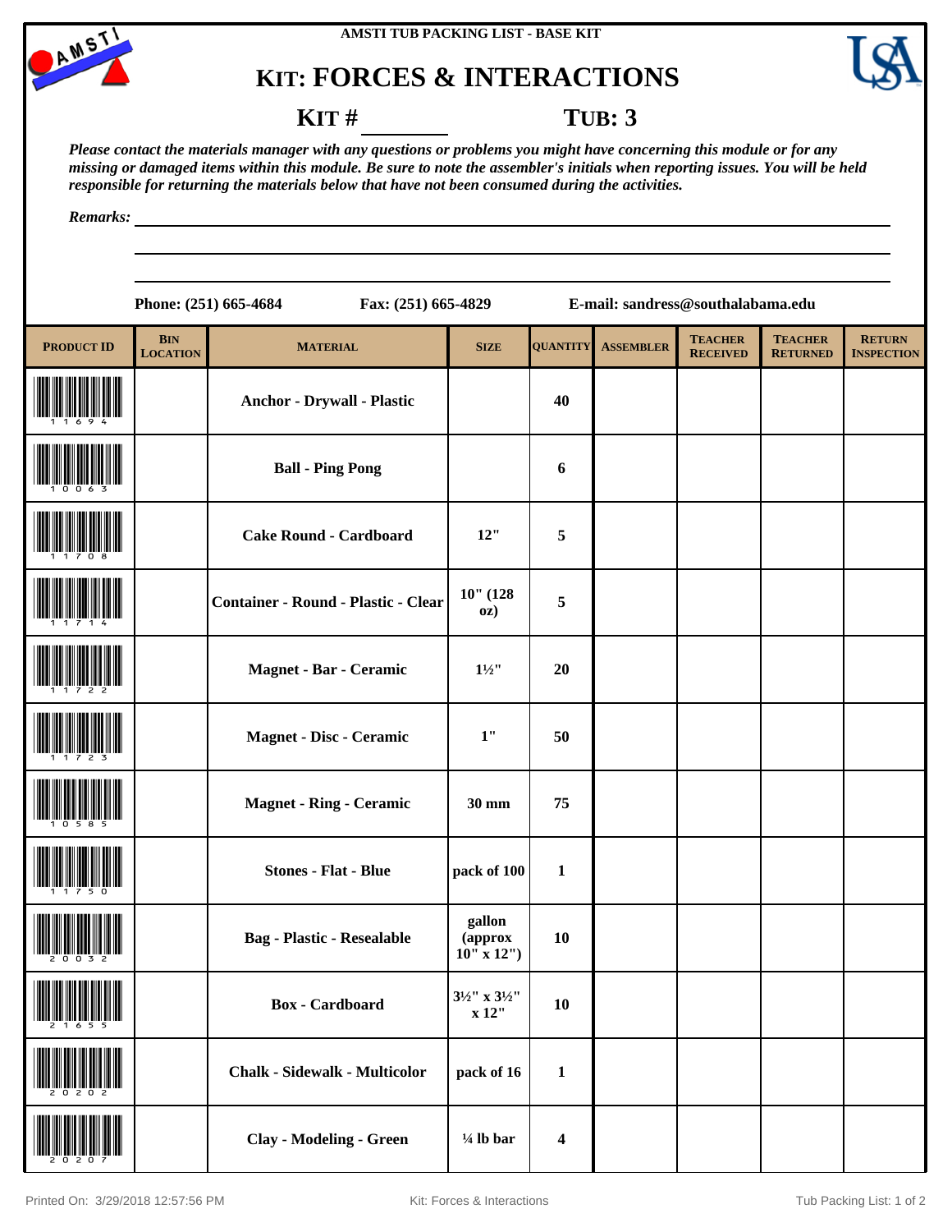AMSTI TUB PACKING LIST - BASE KIT

# KIT: FORCES & INTERACTIONS

**KIT # ________** **TUB: 3**

*Please contact the materials manager with any questions or problems you might have concerning this module or for any missing or damaged items within this module. Be sure to note the assembler's initials when reporting issues. You will be held responsible for returning the materials below that have not been consumed during the activities.*

*Remarks:* ____________________________________________

**Phone: (251) 665-4684** **Fax: (251) 665-4829** **E-mail: sandress@southalabama.edu**

| PRODUCT ID | BIN LOCATION | MATERIAL | SIZE | QUANTITY | ASSEMBLER | TEACHER RECEIVED | TEACHER RETURNED | RETURN INSPECTION |
|---|---|---|---|---|---|---|---|---|
| 11694 | | Anchor - Drywall - Plastic | | 40 | | | | |
| 10063 | | Ball - Ping Pong | | 6 | | | | |
| 11708 | | Cake Round - Cardboard | 12" | 5 | | | | |
| 11714 | | Container - Round - Plastic - Clear | 10" (128 oz) | 5 | | | | |
| 11722 | | Magnet - Bar - Ceramic | 1½" | 20 | | | | |
| 11723 | | Magnet - Disc - Ceramic | 1" | 50 | | | | |
| 10585 | | Magnet - Ring - Ceramic | 30 mm | 75 | | | | |
| 11750 | | Stones - Flat - Blue | pack of 100 | 1 | | | | |
| 20032 | | Bag - Plastic - Resealable | gallon (approx 10" x 12") | 10 | | | | |
| 21655 | | Box - Cardboard | 3½" x 3½" x 12" | 10 | | | | |
| 20202 | | Chalk - Sidewalk - Multicolor | pack of 16 | 1 | | | | |
| 20207 | | Clay - Modeling - Green | ¼ lb bar | 4 | | | | |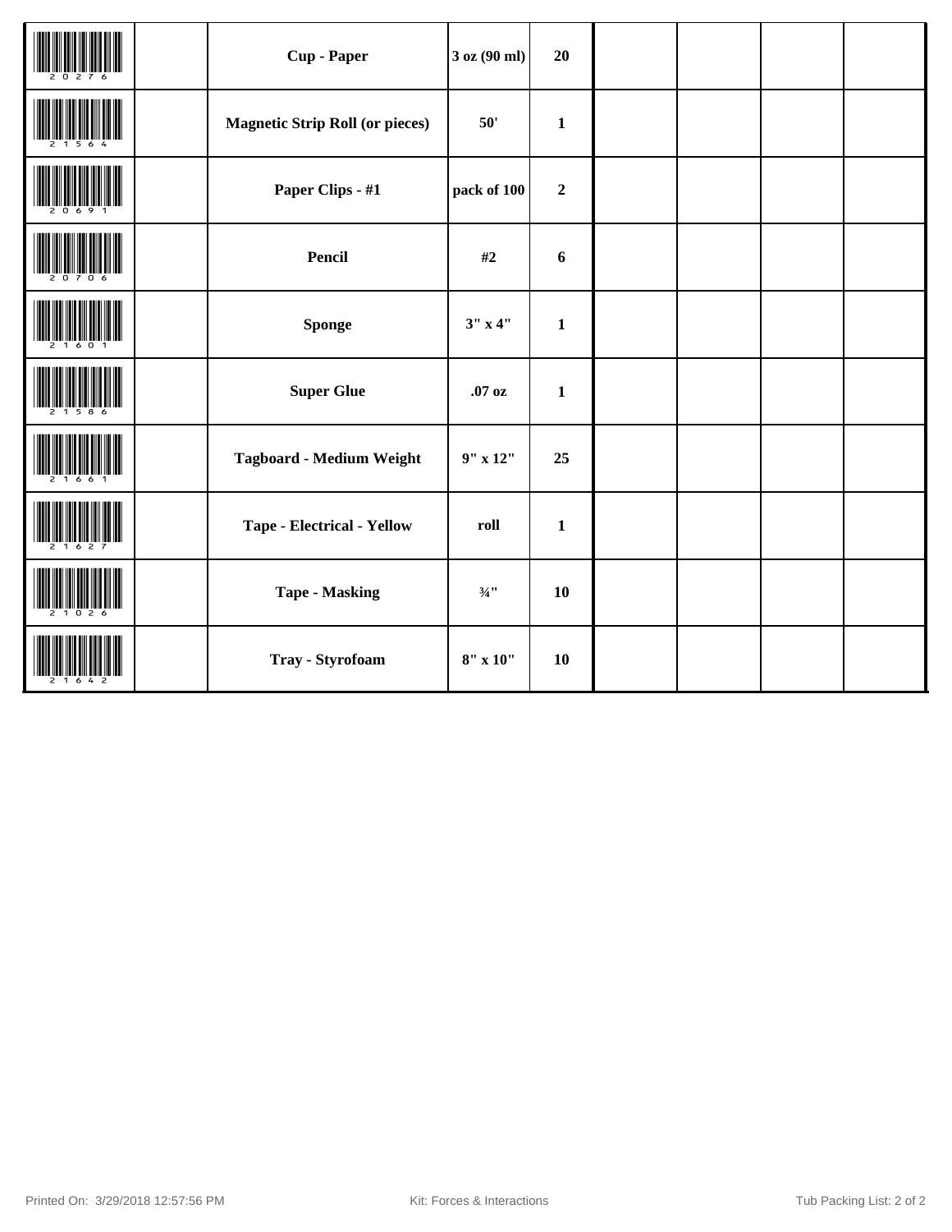| | | | | | | | | |
|---|---|---|---|---|---|---|---|---|
| 20276 | | **Cup - Paper** | **3 oz (90 ml)** | **20** | | | | |
| 21564 | | **Magnetic Strip Roll (or pieces)** | **50'** | **1** | | | | |
| 20691 | | **Paper Clips - #1** | **pack of 100** | **2** | | | | |
| 20706 | | **Pencil** | **#2** | **6** | | | | |
| 21601 | | **Sponge** | **3" x 4"** | **1** | | | | |
| 21586 | | **Super Glue** | **.07 oz** | **1** | | | | |
| 21661 | | **Tagboard - Medium Weight** | **9" x 12"** | **25** | | | | |
| 21627 | | **Tape - Electrical - Yellow** | **roll** | **1** | | | | |
| 21026 | | **Tape - Masking** | **¾"** | **10** | | | | |
| 21642 | | **Tray - Styrofoam** | **8" x 10"** | **10** | | | | |

Printed On: 3/29/2018 12:57:56 PM

Kit: Forces & Interactions

Tub Packing List: 2 of 2